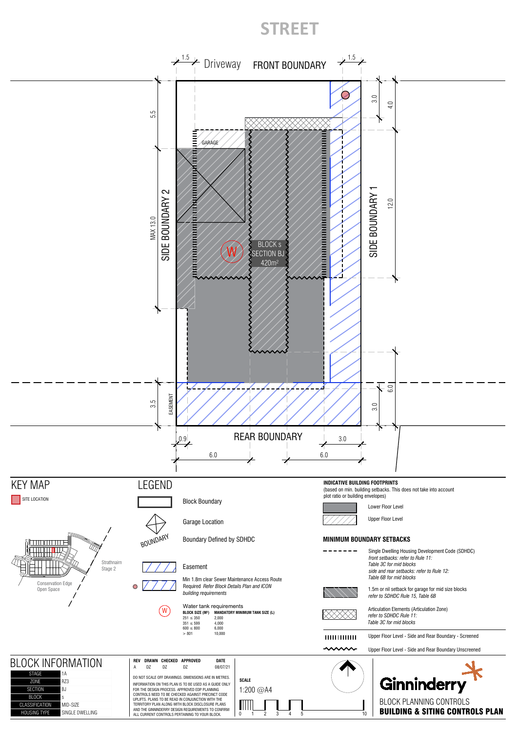# STREET

1.5 Driveway FRONT BOUNDARY 1.5

GARAGE

BLOCK s
SECTION BJ
420m²

SIDE BOUNDARY 2

SIDE BOUNDARY 1

5.5

MAX 13.0

3.5

EASEMENT

3.0

4.0

12.0

6.0

3.0

0.9 REAR BOUNDARY 3.0

6.0 6.0

## KEY MAP

SITE LOCATION

Strathnairn Stage 2

Conservation Edge Open Space

## LEGEND

- Block Boundary
- Garage Location
- BOUNDARY — Boundary Defined by SDHDC
- Easement
- Min 1.8m clear Sewer Maintenance Access Route Required *Refer Block Details Plan and ICON building requirements*
- W — Water tank requirements

| BLOCK SIZE (M²) | MANDATORY MINIMUM TANK SIZE (L) |
|---|---|
| 251 ≤ 350 | 2,000 |
| 351 ≤ 599 | 4,000 |
| 600 ≤ 800 | 6,000 |
| > 801 | 10,000 |

### INDICATIVE BUILDING FOOTPRINTS

(based on min. building setbacks. This does not take into account plot ratio or building envelopes)

- Lower Floor Level
- Upper Floor Level

### MINIMUM BOUNDARY SETBACKS

- Single Dwelling Housing Development Code (SDHDC) *front setbacks: refer to Rule 11: Table 3C for mid blocks side and rear setbacks: refer to Rule 12: Table 6B for mid blocks*
- 1.5m or nil setback for garage for mid size blocks *refer to SDHDC Rule 15, Table 6B*
- Articulation Elements (Articulation Zone) *refer to SDHDC Rule 11: Table 3C for mid blocks*
- Upper Floor Level - Side and Rear Boundary - Screened
- Upper Floor Level - Side and Rear Boundary Unscreened

## BLOCK INFORMATION

| | |
|---|---|
| STAGE | 1A |
| ZONE | RZ3 |
| SECTION | BJ |
| BLOCK | s |
| CLASSIFICATION | MID-SIZE |
| HOUSING TYPE | SINGLE DWELLING |

| REV | DRAWN | CHECKED | APPROVED | DATE |
|---|---|---|---|---|
| A | DZ | DZ | DZ | 08/07/21 |

DO NOT SCALE OFF DRAWINGS. DIMENSIONS ARE IN METRES.

INFORMATION ON THIS PLAN IS TO BE USED AS A GUIDE ONLY FOR THE DESIGN PROCESS. APPROVED EDP PLANNING CONTROLS NEED TO BE CHECKED AGAINST PRECINCT CODE UPLIFTS. PLANS TO BE READ IN CONJUNCTION WITH THE TERRITORY PLAN ALONG WITH BLOCK DISCLOSURE PLANS AND THE GINNINDERRY DESIGN REQUIREMENTS TO CONFIRM ALL CURRENT CONTROLS PERTAINING TO YOUR BLOCK.

**SCALE**

1:200 @A4

0 1 2 3 4 5 10

Ginninderry

BLOCK PLANNING CONTROLS

**BUILDING & SITING CONTROLS PLAN**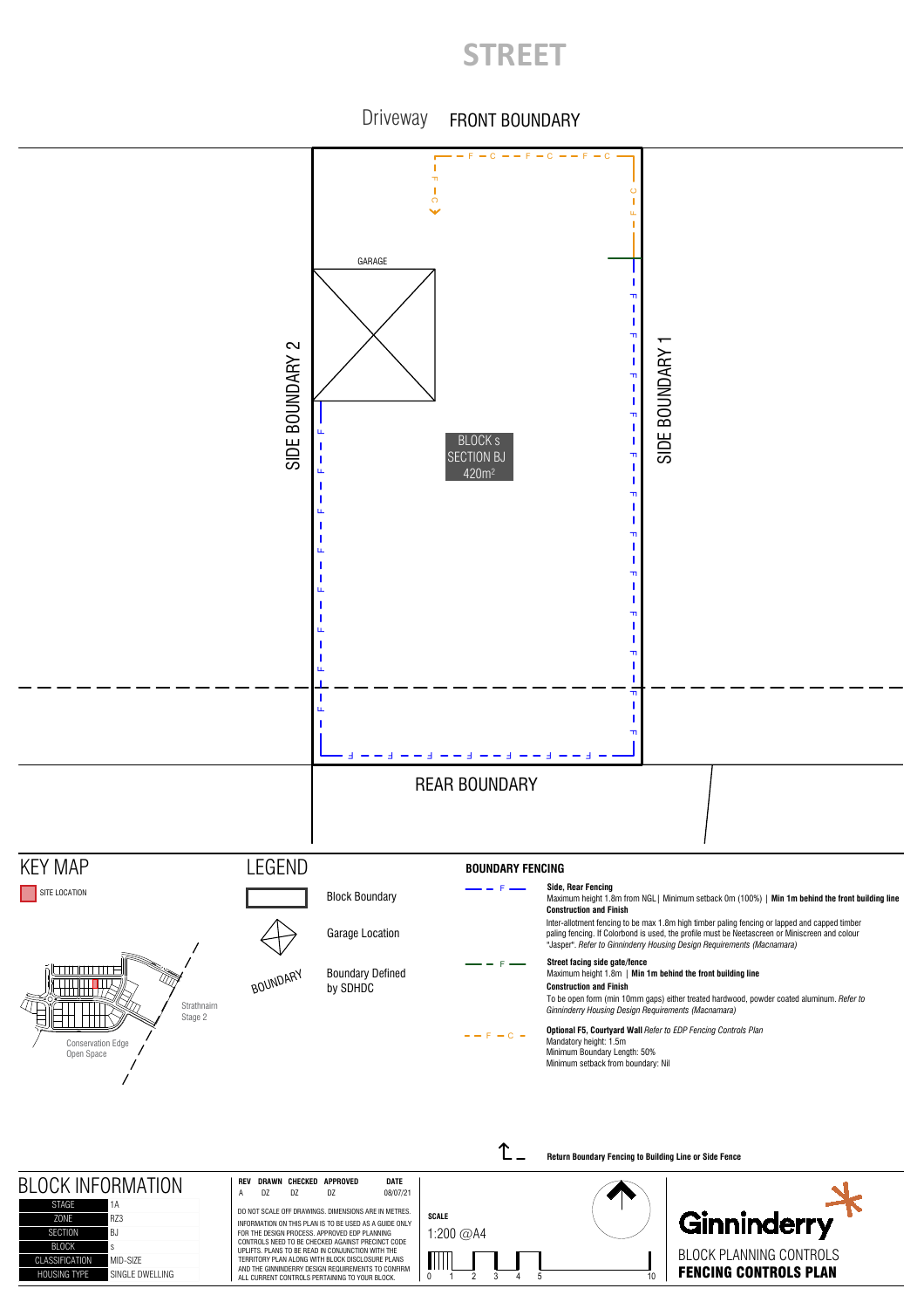# STREET

Driveway FRONT BOUNDARY

GARAGE

SIDE BOUNDARY 2

SIDE BOUNDARY 1

BLOCK s
SECTION BJ
420m²

REAR BOUNDARY

## KEY MAP

SITE LOCATION

Strathnairn Stage 2

Conservation Edge Open Space

## LEGEND

Block Boundary

Garage Location

BOUNDARY — Boundary Defined by SDHDC

## BOUNDARY FENCING

**Side, Rear Fencing**
Maximum height 1.8m from NGL | Minimum setback 0m (100%) | **Min 1m behind the front building line**
**Construction and Finish**
Inter-allotment fencing to be max 1.8m high timber paling fencing or lapped and capped timber paling fencing. If Colorbond is used, the profile must be Neetascreen or Miniscreen and colour "Jasper". *Refer to Ginninderry Housing Design Requirements (Macnamara)*

**Street facing side gate/fence**
Maximum height 1.8m | **Min 1m behind the front building line**
**Construction and Finish**
To be open form (min 10mm gaps) either treated hardwood, powder coated aluminum. *Refer to Ginninderry Housing Design Requirements (Macnamara)*

**Optional F5, Courtyard Wall** *Refer to EDP Fencing Controls Plan*
Mandatory height: 1.5m
Minimum Boundary Length: 50%
Minimum setback from boundary: Nil

**Return Boundary Fencing to Building Line or Side Fence**

## BLOCK INFORMATION

| | |
|---|---|
| STAGE | 1A |
| ZONE | RZ3 |
| SECTION | BJ |
| BLOCK | s |
| CLASSIFICATION | MID-SIZE |
| HOUSING TYPE | SINGLE DWELLING |

| REV | DRAWN | CHECKED | APPROVED | DATE |
|---|---|---|---|---|
| A | DZ | DZ | DZ | 08/07/21 |

DO NOT SCALE OFF DRAWINGS. DIMENSIONS ARE IN METRES.
INFORMATION ON THIS PLAN IS TO BE USED AS A GUIDE ONLY FOR THE DESIGN PROCESS. APPROVED EDP PLANNING CONTROLS NEED TO BE CHECKED AGAINST PRECINCT CODE UPLIFTS. PLANS TO BE READ IN CONJUNCTION WITH THE TERRITORY PLAN ALONG WITH BLOCK DISCLOSURE PLANS AND THE GINNINDERRY DESIGN REQUIREMENTS TO CONFIRM ALL CURRENT CONTROLS PERTAINING TO YOUR BLOCK.

**SCALE**
1:200 @A4
0 1 2 3 4 5 10

Ginninderry

BLOCK PLANNING CONTROLS
**FENCING CONTROLS PLAN**